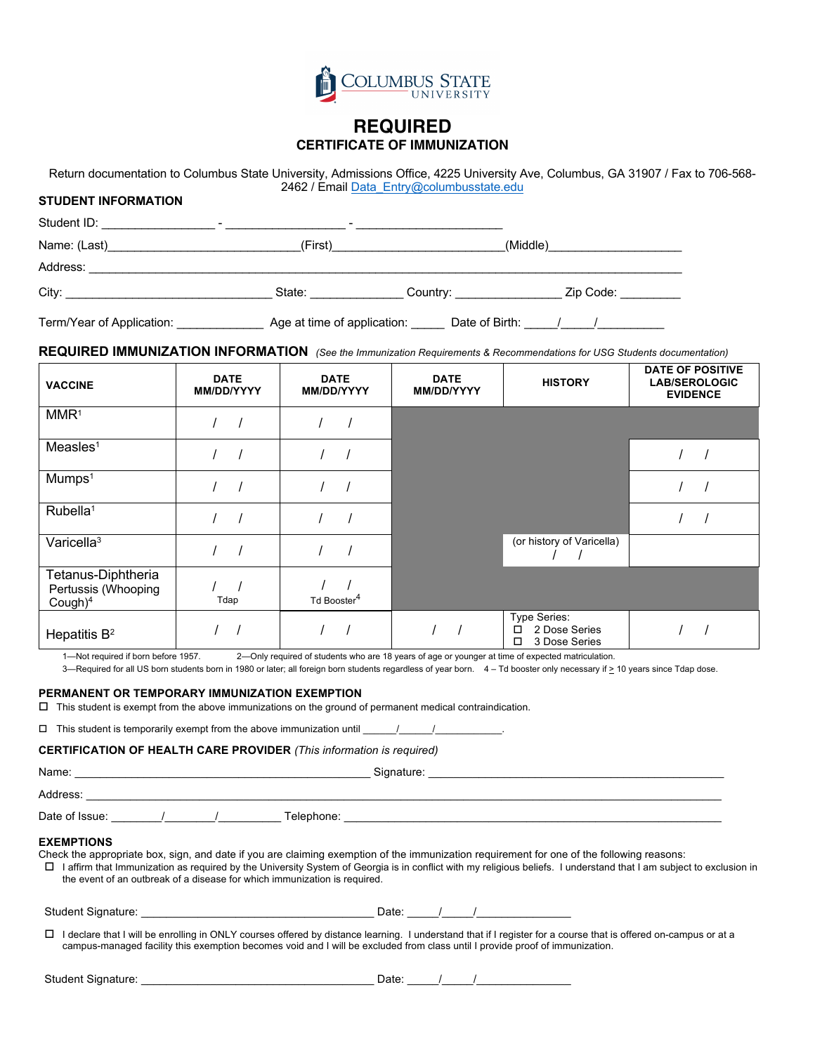COLUMBUS STATE UNIVERSITY

# REQUIRED

## CERTIFICATE OF IMMUNIZATION

Return documentation to Columbus State University, Admissions Office, 4225 University Ave, Columbus, GA 31907 / Fax to 706-568-2462 / Email Data_Entry@columbusstate.edu

### STUDENT INFORMATION

Student ID: ________________ - _________________ - _____________________

Name: (Last)___________________________(First)________________________(Middle)___________________

Address: ____________________________________________________________________________________

City: ______________________________ State: _____________ Country: _______________ Zip Code: _________

Term/Year of Application: _____________ Age at time of application: _____ Date of Birth: _____/_____/__________

### REQUIRED IMMUNIZATION INFORMATION *(See the Immunization Requirements & Recommendations for USG Students documentation)*

| VACCINE | DATE MM/DD/YYYY | DATE MM/DD/YYYY | DATE MM/DD/YYYY | HISTORY | DATE OF POSITIVE LAB/SEROLOGIC EVIDENCE |
|---|---|---|---|---|---|
| MMR[1] | / / | / / | | | |
| Measles[1] | / / | / / | | | / / |
| Mumps[1] | / / | / / | | | / / |
| Rubella[1] | / / | / / | | | / / |
| Varicella[3] | / / | / / | | (or history of Varicella) / / | |
| Tetanus-Diphtheria Pertussis (Whooping Cough)[4] | / / Tdap | / / Td Booster[4] | | | |
| Hepatitis B[2] | / / | / / | / / | Type Series: ☐ 2 Dose Series ☐ 3 Dose Series | / / |

1—Not required if born before 1957. 2—Only required of students who are 18 years of age or younger at time of expected matriculation.
3—Required for all US born students born in 1980 or later; all foreign born students regardless of year born. 4 – Td booster only necessary if ≥ 10 years since Tdap dose.

### PERMANENT OR TEMPORARY IMMUNIZATION EXEMPTION

☐ This student is exempt from the above immunizations on the ground of permanent medical contraindication.

☐ This student is temporarily exempt from the above immunization until ______/______/____________.

### CERTIFICATION OF HEALTH CARE PROVIDER *(This information is required)*

Name: ________________________________________________ Signature: ________________________________________________

Address: ___________________________________________________________________________________________________

Date of Issue: ________/________/__________ Telephone: _____________________________________________________________

### EXEMPTIONS

Check the appropriate box, sign, and date if you are claiming exemption of the immunization requirement for one of the following reasons:

☐ I affirm that Immunization as required by the University System of Georgia is in conflict with my religious beliefs. I understand that I am subject to exclusion in the event of an outbreak of a disease for which immunization is required.

Student Signature: ______________________________________ Date: _____/_____/_______________

☐ I declare that I will be enrolling in ONLY courses offered by distance learning. I understand that if I register for a course that is offered on-campus or at a campus-managed facility this exemption becomes void and I will be excluded from class until I provide proof of immunization.

Student Signature: ______________________________________ Date: _____/_____/_______________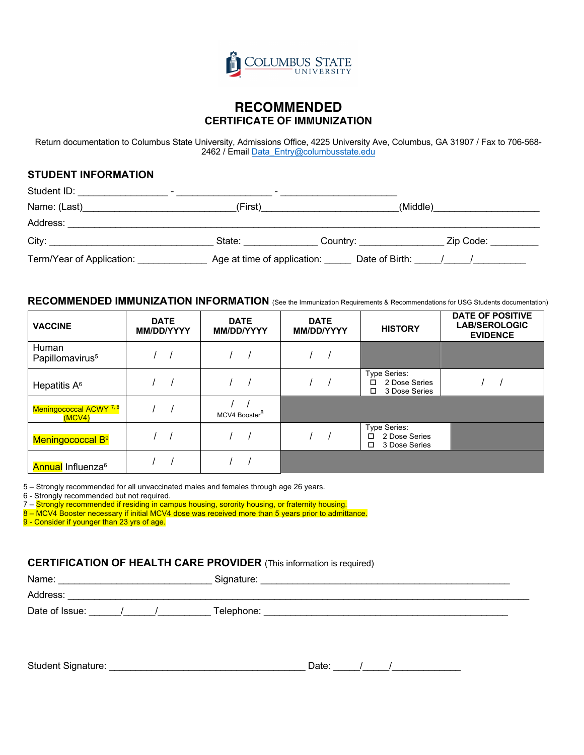COLUMBUS STATE UNIVERSITY

# RECOMMENDED

## CERTIFICATE OF IMMUNIZATION

Return documentation to Columbus State University, Admissions Office, 4225 University Ave, Columbus, GA 31907 / Fax to 706-568-2462 / Email Data_Entry@columbusstate.edu

### STUDENT INFORMATION

Student ID: ________________ - _________________ - _____________________

Name: (Last)___________________________(First)________________________(Middle)___________________

Address: ___________________________________________________________________________________

City: ______________________________ State: _____________ Country: _______________ Zip Code: _________

Term/Year of Application: _____________ Age at time of application: _____ Date of Birth: _____/_____/__________

### RECOMMENDED IMMUNIZATION INFORMATION (See the Immunization Requirements & Recommendations for USG Students documentation)

| VACCINE | DATE MM/DD/YYYY | DATE MM/DD/YYYY | DATE MM/DD/YYYY | HISTORY | DATE OF POSITIVE LAB/SEROLOGIC EVIDENCE |
|---|---|---|---|---|---|
| Human Papillomavirus[5] | / / | / / | / / | | |
| Hepatitis A[6] | / / | / / | / / | Type Series: ☐ 2 Dose Series ☐ 3 Dose Series | / / |
| Meningococcal ACWY[7, 8] (MCV4) | / / | / / MCV4 Booster[8] | | | |
| Meningococcal B[9] | / / | / / | / / | Type Series: ☐ 2 Dose Series ☐ 3 Dose Series | |
| Annual Influenza[6] | / / | / / | | | |

5 – Strongly recommended for all unvaccinated males and females through age 26 years.
6 - Strongly recommended but not required.
7 – Strongly recommended if residing in campus housing, sorority housing, or fraternity housing.
8 – MCV4 Booster necessary if initial MCV4 dose was received more than 5 years prior to admittance.
9 - Consider if younger than 23 yrs of age.

### CERTIFICATION OF HEALTH CARE PROVIDER (This information is required)

Name: ____________________________ Signature: _____________________________________________

Address: ___________________________________________________________________________________

Date of Issue: ______/______/__________ Telephone: _____________________________________________

Student Signature: ____________________________________ Date: _____/_____/_____________